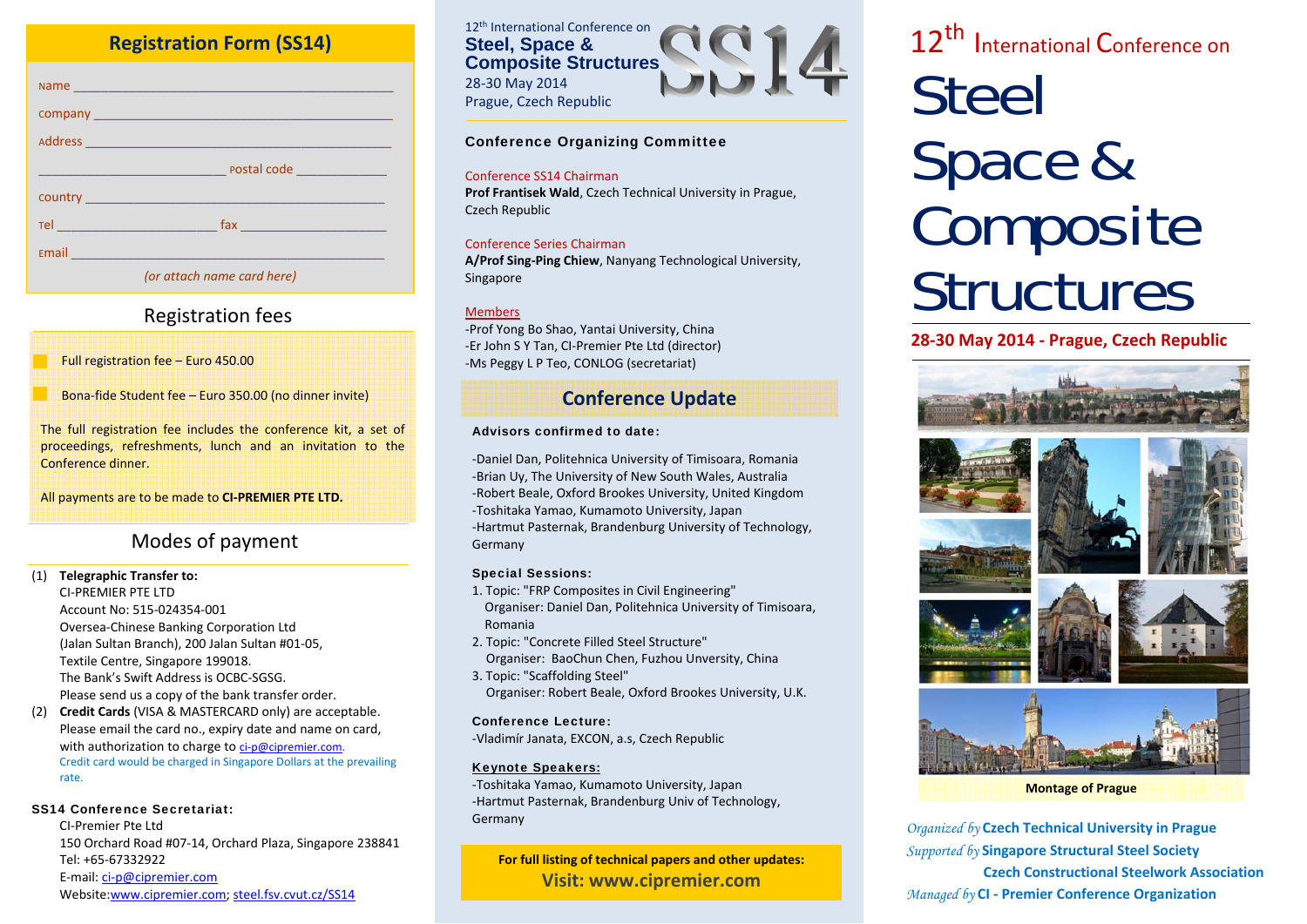## Registration Form (SS14)

Name ______________________________________________

company ___________________________________________

Address ___________________________________________

_________________________ postal code _____________

country ___________________________________________

Tel ______________________ fax ____________________

Email _____________________________________________

*(or attach name card here)*

## Registration fees

- Full registration fee – Euro 450.00
- Bona-fide Student fee – Euro 350.00 (no dinner invite)

The full registration fee includes the conference kit, a set of proceedings, refreshments, lunch and an invitation to the Conference dinner.

All payments are to be made to **CI-PREMIER PTE LTD.**

## Modes of payment

(1) **Telegraphic Transfer to:**
CI-PREMIER PTE LTD
Account No: 515-024354-001
Oversea-Chinese Banking Corporation Ltd
(Jalan Sultan Branch), 200 Jalan Sultan #01-05,
Textile Centre, Singapore 199018.
The Bank's Swift Address is OCBC-SGSG.
Please send us a copy of the bank transfer order.

(2) **Credit Cards** (VISA & MASTERCARD only) are acceptable.
Please email the card no., expiry date and name on card, with authorization to charge to ci-p@cipremier.com.
Credit card would be charged in Singapore Dollars at the prevailing rate.

**SS14 Conference Secretariat:**
CI-Premier Pte Ltd
150 Orchard Road #07-14, Orchard Plaza, Singapore 238841
Tel: +65-67332922
E-mail: ci-p@cipremier.com
Website: www.cipremier.com; steel.fsv.cvut.cz/SS14

---

12th International Conference on
**Steel, Space & Composite Structures**
28-30 May 2014
Prague, Czech Republic

SS14

### Conference Organizing Committee

Conference SS14 Chairman
**Prof Frantisek Wald**, Czech Technical University in Prague, Czech Republic

Conference Series Chairman
**A/Prof Sing-Ping Chiew**, Nanyang Technological University, Singapore

Members
- Prof Yong Bo Shao, Yantai University, China
- Er John S Y Tan, CI-Premier Pte Ltd (director)
- Ms Peggy L P Teo, CONLOG (secretariat)

## Conference Update

**Advisors confirmed to date:**

- Daniel Dan, Politehnica University of Timisoara, Romania
- Brian Uy, The University of New South Wales, Australia
- Robert Beale, Oxford Brookes University, United Kingdom
- Toshitaka Yamao, Kumamoto University, Japan
- Hartmut Pasternak, Brandenburg University of Technology, Germany

**Special Sessions:**

1. Topic: "FRP Composites in Civil Engineering"
   Organiser: Daniel Dan, Politehnica University of Timisoara, Romania
2. Topic: "Concrete Filled Steel Structure"
   Organiser: BaoChun Chen, Fuzhou Unversity, China
3. Topic: "Scaffolding Steel"
   Organiser: Robert Beale, Oxford Brookes University, U.K.

**Conference Lecture:**
- Vladimír Janata, EXCON, a.s, Czech Republic

**Keynote Speakers:**
- Toshitaka Yamao, Kumamoto University, Japan
- Hartmut Pasternak, Brandenburg Univ of Technology, Germany

**For full listing of technical papers and other updates:**
**Visit: www.cipremier.com**

---

12th International Conference on

# Steel Space & Composite Structures

**28-30 May 2014 - Prague, Czech Republic**

**Montage of Prague**

*Organized by* **Czech Technical University in Prague**
*Supported by* **Singapore Structural Steel Society**
**Czech Constructional Steelwork Association**
*Managed by* **CI - Premier Conference Organization**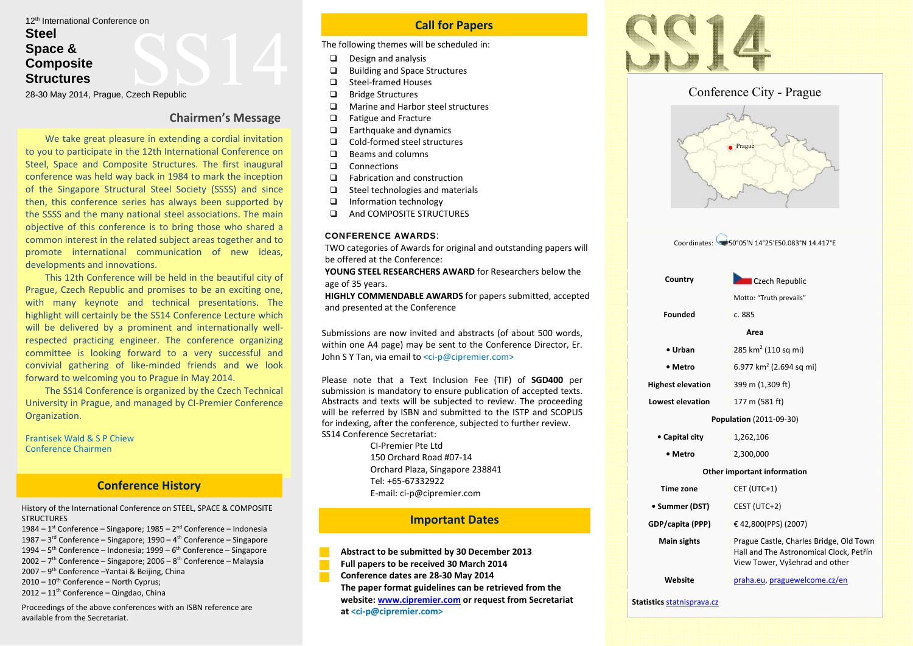12th International Conference on

# Steel Space & Composite Structures

SS14

28-30 May 2014, Prague, Czech Republic

## Chairmen's Message

We take great pleasure in extending a cordial invitation to you to participate in the 12th International Conference on Steel, Space and Composite Structures. The first inaugural conference was held way back in 1984 to mark the inception of the Singapore Structural Steel Society (SSSS) and since then, this conference series has always been supported by the SSSS and the many national steel associations. The main objective of this conference is to bring those who shared a common interest in the related subject areas together and to promote international communication of new ideas, developments and innovations.

This 12th Conference will be held in the beautiful city of Prague, Czech Republic and promises to be an exciting one, with many keynote and technical presentations. The highlight will certainly be the SS14 Conference Lecture which will be delivered by a prominent and internationally well-respected practicing engineer. The conference organizing committee is looking forward to a very successful and convivial gathering of like-minded friends and we look forward to welcoming you to Prague in May 2014.

The SS14 Conference is organized by the Czech Technical University in Prague, and managed by CI-Premier Conference Organization.

Frantisek Wald & S P Chiew
Conference Chairmen

## Conference History

History of the International Conference on STEEL, SPACE & COMPOSITE STRUCTURES

1984 – 1st Conference – Singapore; 1985 – 2nd Conference – Indonesia
1987 – 3rd Conference – Singapore; 1990 – 4th Conference – Singapore
1994 – 5th Conference – Indonesia; 1999 – 6th Conference – Singapore
2002 – 7th Conference – Singapore; 2006 – 8th Conference – Malaysia
2007 – 9th Conference –Yantai & Beijing, China
2010 – 10th Conference – North Cyprus;
2012 – 11th Conference – Qingdao, China

Proceedings of the above conferences with an ISBN reference are available from the Secretariat.

## Call for Papers

The following themes will be scheduled in:

- Design and analysis
- Building and Space Structures
- Steel-framed Houses
- Bridge Structures
- Marine and Harbor steel structures
- Fatigue and Fracture
- Earthquake and dynamics
- Cold-formed steel structures
- Beams and columns
- Connections
- Fabrication and construction
- Steel technologies and materials
- Information technology
- And COMPOSITE STRUCTURES

**CONFERENCE AWARDS**:

TWO categories of Awards for original and outstanding papers will be offered at the Conference:

**YOUNG STEEL RESEARCHERS AWARD** for Researchers below the age of 35 years.

**HIGHLY COMMENDABLE AWARDS** for papers submitted, accepted and presented at the Conference

Submissions are now invited and abstracts (of about 500 words, within one A4 page) may be sent to the Conference Director, Er. John S Y Tan, via email to <ci-p@cipremier.com>

Please note that a Text Inclusion Fee (TIF) of **SGD400** per submission is mandatory to ensure publication of accepted texts. Abstracts and texts will be subjected to review. The proceeding will be referred by ISBN and submitted to the ISTP and SCOPUS for indexing, after the conference, subjected to further review.

SS14 Conference Secretariat:

CI-Premier Pte Ltd
150 Orchard Road #07-14
Orchard Plaza, Singapore 238841
Tel: +65-67332922
E-mail: ci-p@cipremier.com

## Important Dates

- **Abstract to be submitted by 30 December 2013**
- **Full papers to be received 30 March 2014**
- **Conference dates are 28-30 May 2014**

**The paper format guidelines can be retrieved from the website: www.cipremier.com or request from Secretariat at <ci-p@cipremier.com>**

# SS14

## Conference City - Prague

Prague

Coordinates: 50°05′N 14°25′E50.083°N 14.417°E

| | |
|---|---|
| **Country** | Czech Republic<br>Motto: "Truth prevails" |
| **Founded** | c. 885 |
| **Area** | |
| **• Urban** | 285 km² (110 sq mi) |
| **• Metro** | 6.977 km² (2.694 sq mi) |
| **Highest elevation** | 399 m (1,309 ft) |
| **Lowest elevation** | 177 m (581 ft) |
| **Population** (2011-09-30) | |
| **• Capital city** | 1,262,106 |
| **• Metro** | 2,300,000 |
| **Other important information** | |
| **Time zone** | CET (UTC+1) |
| **• Summer (DST)** | CEST (UTC+2) |
| **GDP/capita (PPP)** | € 42,800(PPS) (2007) |
| **Main sights** | Prague Castle, Charles Bridge, Old Town Hall and The Astronomical Clock, Petřín View Tower, Vyšehrad and other |
| **Website** | praha.eu, praguewelcome.cz/en |

**Statistics** statnisprava.cz